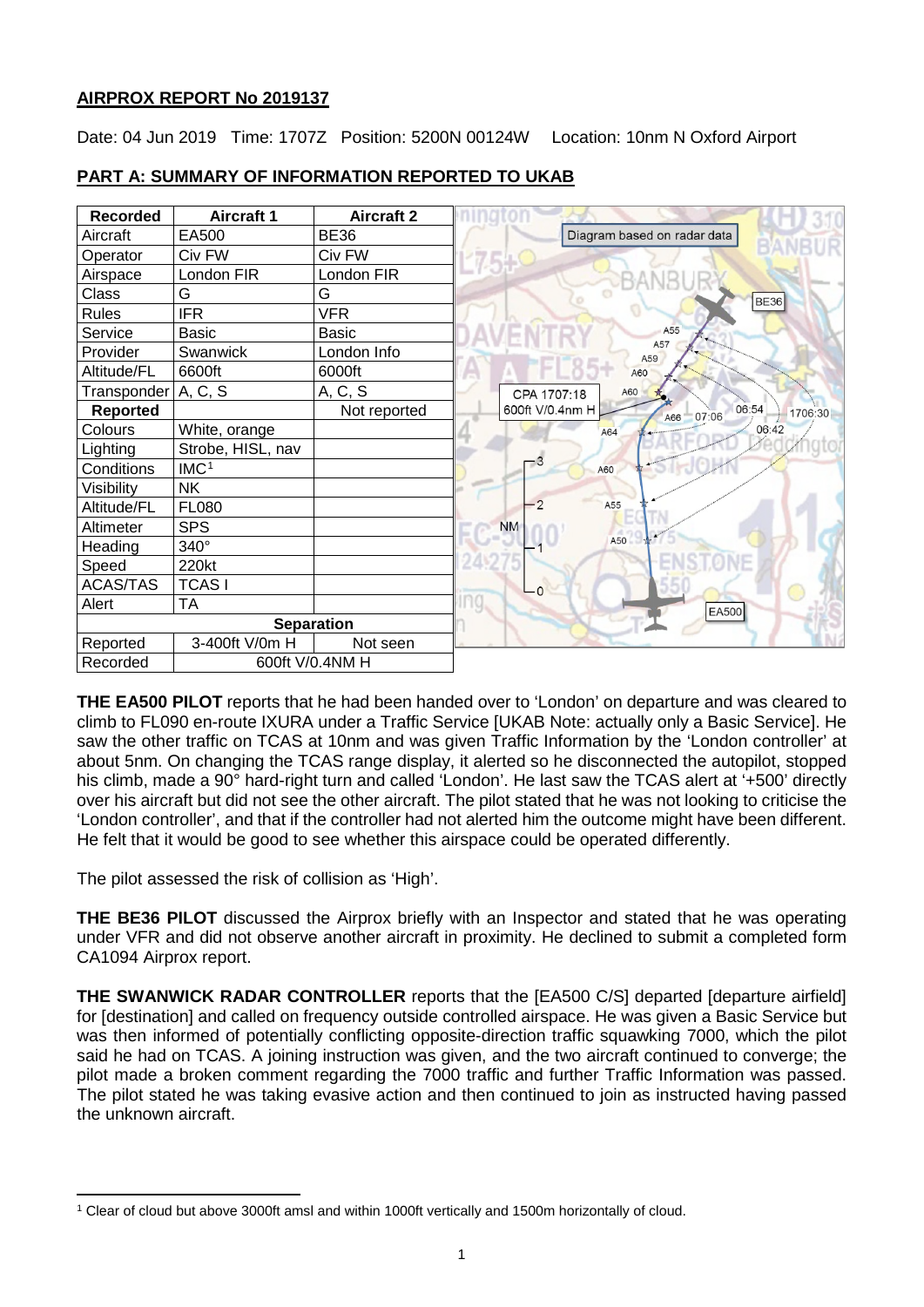## AIRPROX REPORT No 2019137

Date: 04 Jun 2019 Time: 1707Z Position: 5200N 00124W Location: 10nm N Oxford Airport

### PART A: SUMMARY OF INFORMATION REPORTED TO UKAB

| Recorded | Aircraft 1 | Aircraft 2 |
|---|---|---|
| Aircraft | EA500 | BE36 |
| Operator | Civ FW | Civ FW |
| Airspace | London FIR | London FIR |
| Class | G | G |
| Rules | IFR | VFR |
| Service | Basic | Basic |
| Provider | Swanwick | London Info |
| Altitude/FL | 6600ft | 6000ft |
| Transponder | A, C, S | A, C, S |
| **Reported** | | Not reported |
| Colours | White, orange | |
| Lighting | Strobe, HISL, nav | |
| Conditions | IMC[1] | |
| Visibility | NK | |
| Altitude/FL | FL080 | |
| Altimeter | SPS | |
| Heading | 340° | |
| Speed | 220kt | |
| ACAS/TAS | TCAS I | |
| Alert | TA | |
| **Separation** | | |
| Reported | 3-400ft V/0m H | Not seen |
| Recorded | 600ft V/0.4NM H | |

**THE EA500 PILOT** reports that he had been handed over to 'London' on departure and was cleared to climb to FL090 en-route IXURA under a Traffic Service [UKAB Note: actually only a Basic Service]. He saw the other traffic on TCAS at 10nm and was given Traffic Information by the 'London controller' at about 5nm. On changing the TCAS range display, it alerted so he disconnected the autopilot, stopped his climb, made a 90° hard-right turn and called 'London'. He last saw the TCAS alert at '+500' directly over his aircraft but did not see the other aircraft. The pilot stated that he was not looking to criticise the 'London controller', and that if the controller had not alerted him the outcome might have been different. He felt that it would be good to see whether this airspace could be operated differently.

The pilot assessed the risk of collision as 'High'.

**THE BE36 PILOT** discussed the Airprox briefly with an Inspector and stated that he was operating under VFR and did not observe another aircraft in proximity. He declined to submit a completed form CA1094 Airprox report.

**THE SWANWICK RADAR CONTROLLER** reports that the [EA500 C/S] departed [departure airfield] for [destination] and called on frequency outside controlled airspace. He was given a Basic Service but was then informed of potentially conflicting opposite-direction traffic squawking 7000, which the pilot said he had on TCAS. A joining instruction was given, and the two aircraft continued to converge; the pilot made a broken comment regarding the 7000 traffic and further Traffic Information was passed. The pilot stated he was taking evasive action and then continued to join as instructed having passed the unknown aircraft.

[1] Clear of cloud but above 3000ft amsl and within 1000ft vertically and 1500m horizontally of cloud.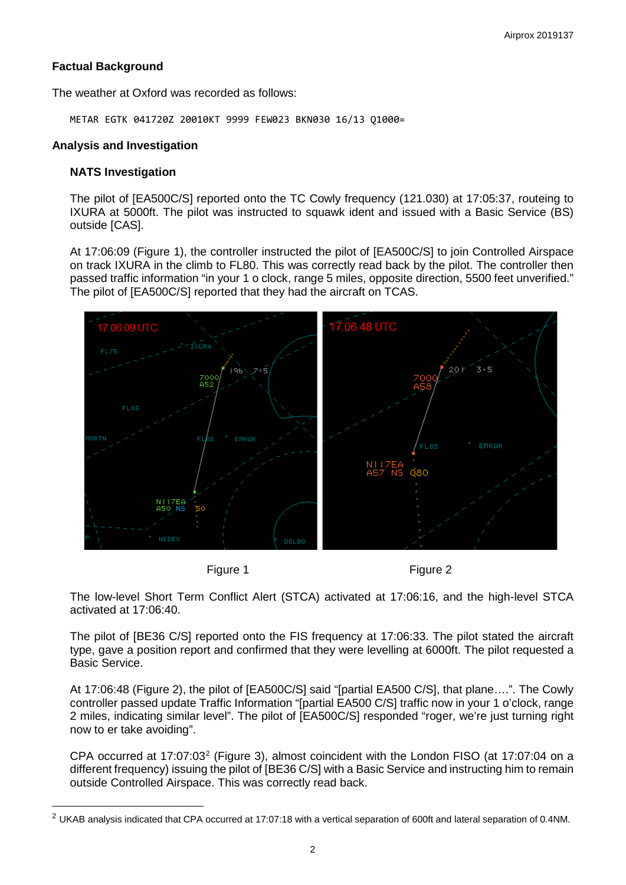## Factual Background

The weather at Oxford was recorded as follows:

```
METAR EGTK 041720Z 20010KT 9999 FEW023 BKN030 16/13 Q1000=
```

## Analysis and Investigation

### NATS Investigation

The pilot of [EA500C/S] reported onto the TC Cowly frequency (121.030) at 17:05:37, routeing to IXURA at 5000ft. The pilot was instructed to squawk ident and issued with a Basic Service (BS) outside [CAS].

At 17:06:09 (Figure 1), the controller instructed the pilot of [EA500C/S] to join Controlled Airspace on track IXURA in the climb to FL80. This was correctly read back by the pilot. The controller then passed traffic information "in your 1 o clock, range 5 miles, opposite direction, 5500 feet unverified." The pilot of [EA500C/S] reported that they had the aircraft on TCAS.

Figure 1

Figure 2

The low-level Short Term Conflict Alert (STCA) activated at 17:06:16, and the high-level STCA activated at 17:06:40.

The pilot of [BE36 C/S] reported onto the FIS frequency at 17:06:33. The pilot stated the aircraft type, gave a position report and confirmed that they were levelling at 6000ft. The pilot requested a Basic Service.

At 17:06:48 (Figure 2), the pilot of [EA500C/S] said "[partial EA500 C/S], that plane….". The Cowly controller passed update Traffic Information "[partial EA500 C/S] traffic now in your 1 o'clock, range 2 miles, indicating similar level". The pilot of [EA500C/S] responded "roger, we're just turning right now to er take avoiding".

CPA occurred at 17:07:03[2] (Figure 3), almost coincident with the London FISO (at 17:07:04 on a different frequency) issuing the pilot of [BE36 C/S] with a Basic Service and instructing him to remain outside Controlled Airspace. This was correctly read back.

[2] UKAB analysis indicated that CPA occurred at 17:07:18 with a vertical separation of 600ft and lateral separation of 0.4NM.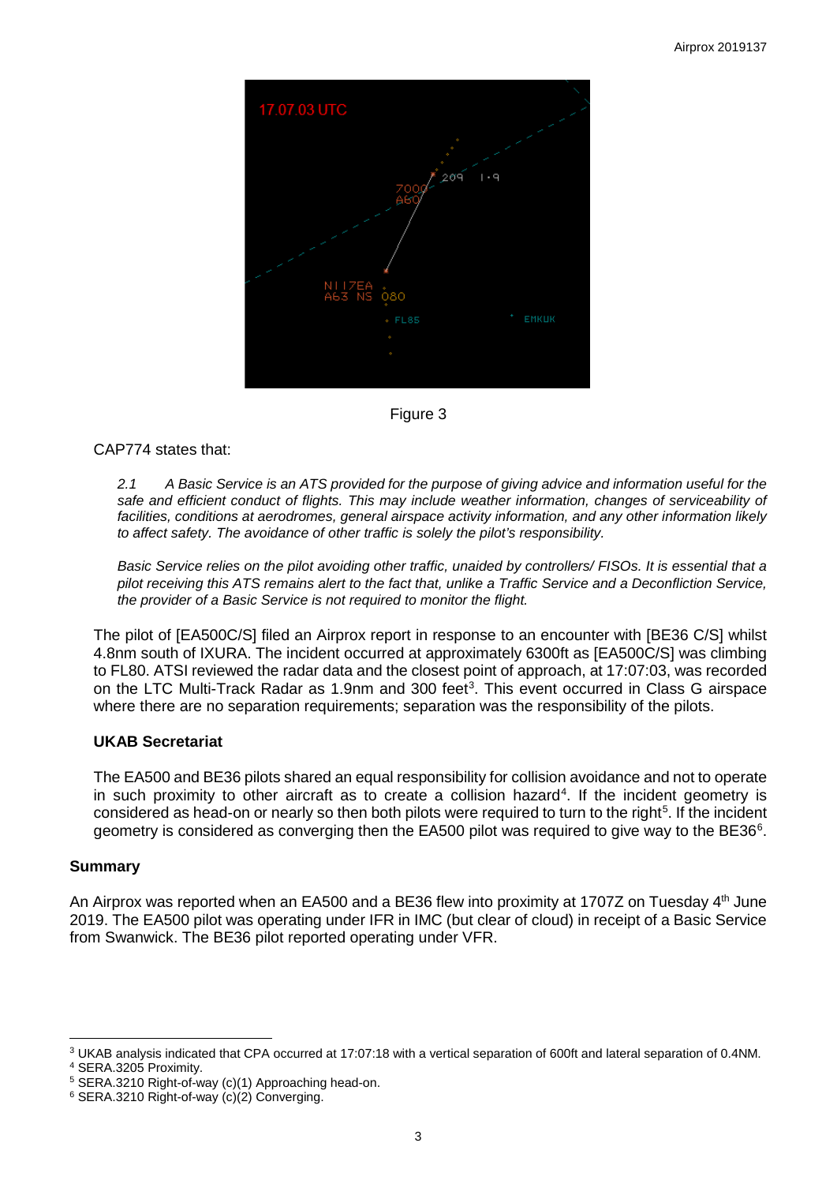Figure 3

CAP774 states that:

*2.1 A Basic Service is an ATS provided for the purpose of giving advice and information useful for the safe and efficient conduct of flights. This may include weather information, changes of serviceability of facilities, conditions at aerodromes, general airspace activity information, and any other information likely to affect safety. The avoidance of other traffic is solely the pilot's responsibility.*

*Basic Service relies on the pilot avoiding other traffic, unaided by controllers/ FISOs. It is essential that a pilot receiving this ATS remains alert to the fact that, unlike a Traffic Service and a Deconfliction Service, the provider of a Basic Service is not required to monitor the flight.*

The pilot of [EA500C/S] filed an Airprox report in response to an encounter with [BE36 C/S] whilst 4.8nm south of IXURA. The incident occurred at approximately 6300ft as [EA500C/S] was climbing to FL80. ATSI reviewed the radar data and the closest point of approach, at 17:07:03, was recorded on the LTC Multi-Track Radar as 1.9nm and 300 feet[3]. This event occurred in Class G airspace where there are no separation requirements; separation was the responsibility of the pilots.

### UKAB Secretariat

The EA500 and BE36 pilots shared an equal responsibility for collision avoidance and not to operate in such proximity to other aircraft as to create a collision hazard[4]. If the incident geometry is considered as head-on or nearly so then both pilots were required to turn to the right[5]. If the incident geometry is considered as converging then the EA500 pilot was required to give way to the BE36[6].

## Summary

An Airprox was reported when an EA500 and a BE36 flew into proximity at 1707Z on Tuesday 4th June 2019. The EA500 pilot was operating under IFR in IMC (but clear of cloud) in receipt of a Basic Service from Swanwick. The BE36 pilot reported operating under VFR.

---

[3] UKAB analysis indicated that CPA occurred at 17:07:18 with a vertical separation of 600ft and lateral separation of 0.4NM.

[4] SERA.3205 Proximity.

[5] SERA.3210 Right-of-way (c)(1) Approaching head-on.

[6] SERA.3210 Right-of-way (c)(2) Converging.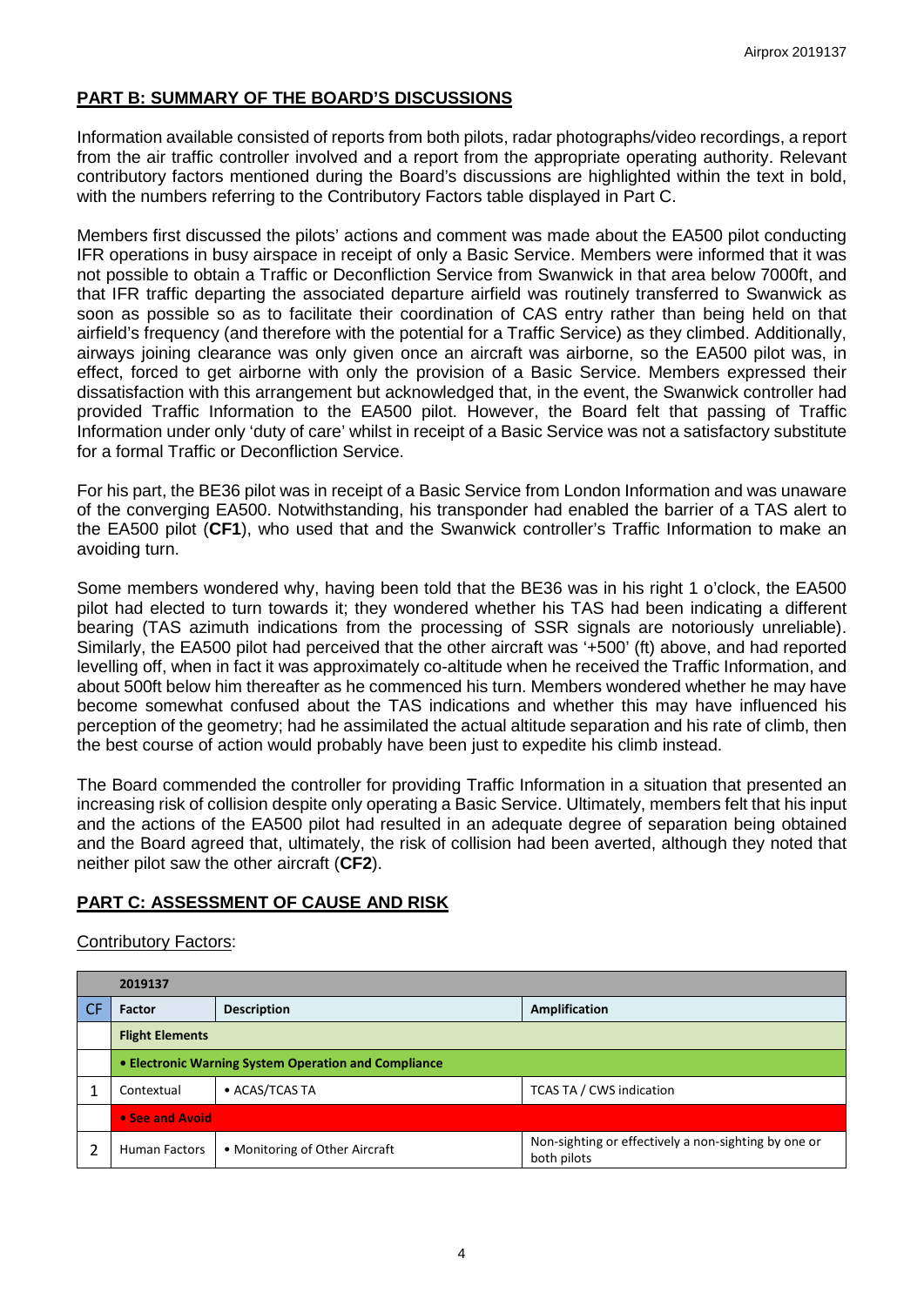## PART B: SUMMARY OF THE BOARD'S DISCUSSIONS

Information available consisted of reports from both pilots, radar photographs/video recordings, a report from the air traffic controller involved and a report from the appropriate operating authority. Relevant contributory factors mentioned during the Board's discussions are highlighted within the text in bold, with the numbers referring to the Contributory Factors table displayed in Part C.

Members first discussed the pilots' actions and comment was made about the EA500 pilot conducting IFR operations in busy airspace in receipt of only a Basic Service. Members were informed that it was not possible to obtain a Traffic or Deconfliction Service from Swanwick in that area below 7000ft, and that IFR traffic departing the associated departure airfield was routinely transferred to Swanwick as soon as possible so as to facilitate their coordination of CAS entry rather than being held on that airfield's frequency (and therefore with the potential for a Traffic Service) as they climbed. Additionally, airways joining clearance was only given once an aircraft was airborne, so the EA500 pilot was, in effect, forced to get airborne with only the provision of a Basic Service. Members expressed their dissatisfaction with this arrangement but acknowledged that, in the event, the Swanwick controller had provided Traffic Information to the EA500 pilot. However, the Board felt that passing of Traffic Information under only 'duty of care' whilst in receipt of a Basic Service was not a satisfactory substitute for a formal Traffic or Deconfliction Service.

For his part, the BE36 pilot was in receipt of a Basic Service from London Information and was unaware of the converging EA500. Notwithstanding, his transponder had enabled the barrier of a TAS alert to the EA500 pilot (**CF1**), who used that and the Swanwick controller's Traffic Information to make an avoiding turn.

Some members wondered why, having been told that the BE36 was in his right 1 o'clock, the EA500 pilot had elected to turn towards it; they wondered whether his TAS had been indicating a different bearing (TAS azimuth indications from the processing of SSR signals are notoriously unreliable). Similarly, the EA500 pilot had perceived that the other aircraft was '+500' (ft) above, and had reported levelling off, when in fact it was approximately co-altitude when he received the Traffic Information, and about 500ft below him thereafter as he commenced his turn. Members wondered whether he may have become somewhat confused about the TAS indications and whether this may have influenced his perception of the geometry; had he assimilated the actual altitude separation and his rate of climb, then the best course of action would probably have been just to expedite his climb instead.

The Board commended the controller for providing Traffic Information in a situation that presented an increasing risk of collision despite only operating a Basic Service. Ultimately, members felt that his input and the actions of the EA500 pilot had resulted in an adequate degree of separation being obtained and the Board agreed that, ultimately, the risk of collision had been averted, although they noted that neither pilot saw the other aircraft (**CF2**).

## PART C: ASSESSMENT OF CAUSE AND RISK

Contributory Factors:

| | 2019137 | | |
|---|---|---|---|
| CF | Factor | Description | Amplification |
| | **Flight Elements** | | |
| | **• Electronic Warning System Operation and Compliance** | | |
| 1 | Contextual | • ACAS/TCAS TA | TCAS TA / CWS indication |
| | **• See and Avoid** | | |
| 2 | Human Factors | • Monitoring of Other Aircraft | Non-sighting or effectively a non-sighting by one or both pilots |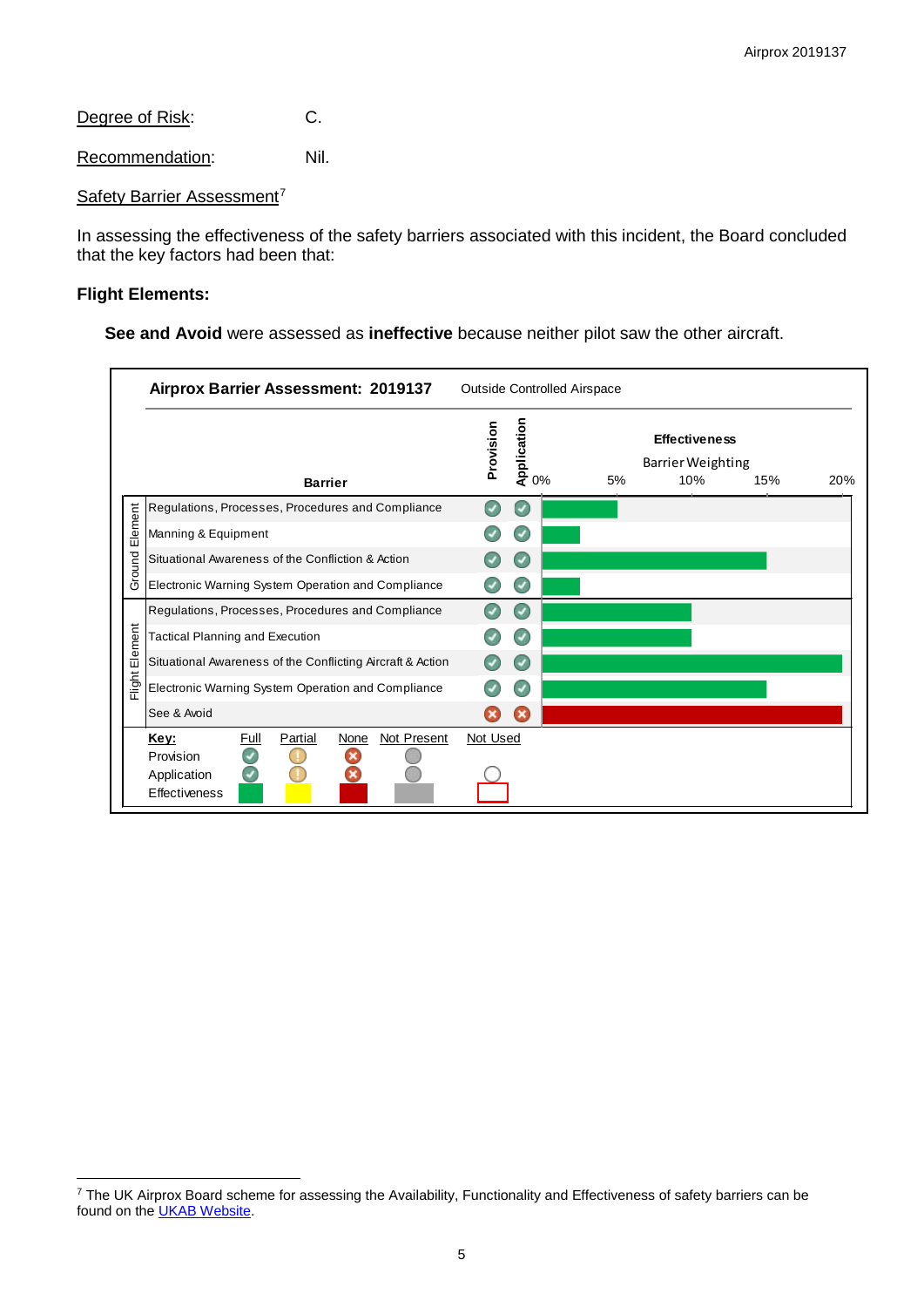Degree of Risk: C.

Recommendation: Nil.

Safety Barrier Assessment[7]

In assessing the effectiveness of the safety barriers associated with this incident, the Board concluded that the key factors had been that:

**Flight Elements:**

**See and Avoid** were assessed as **ineffective** because neither pilot saw the other aircraft.

**Airprox Barrier Assessment: 2019137**

Outside Controlled Airspace

Barrier

Provision

Application

Effectiveness

Barrier Weighting

0%
5%
10%
15%
20%

Ground Element

Regulations, Processes, Procedures and Compliance

Manning & Equipment

Situational Awareness of the Confliction & Action

Electronic Warning System Operation and Compliance

Flight Element

Regulations, Processes, Procedures and Compliance

Tactical Planning and Execution

Situational Awareness of the Conflicting Aircraft & Action

Electronic Warning System Operation and Compliance

See & Avoid

Key: Full, Partial, None, Not Present, Not Used

Provision

Application

Effectiveness

---

[7] The UK Airprox Board scheme for assessing the Availability, Functionality and Effectiveness of safety barriers can be found on the UKAB Website.